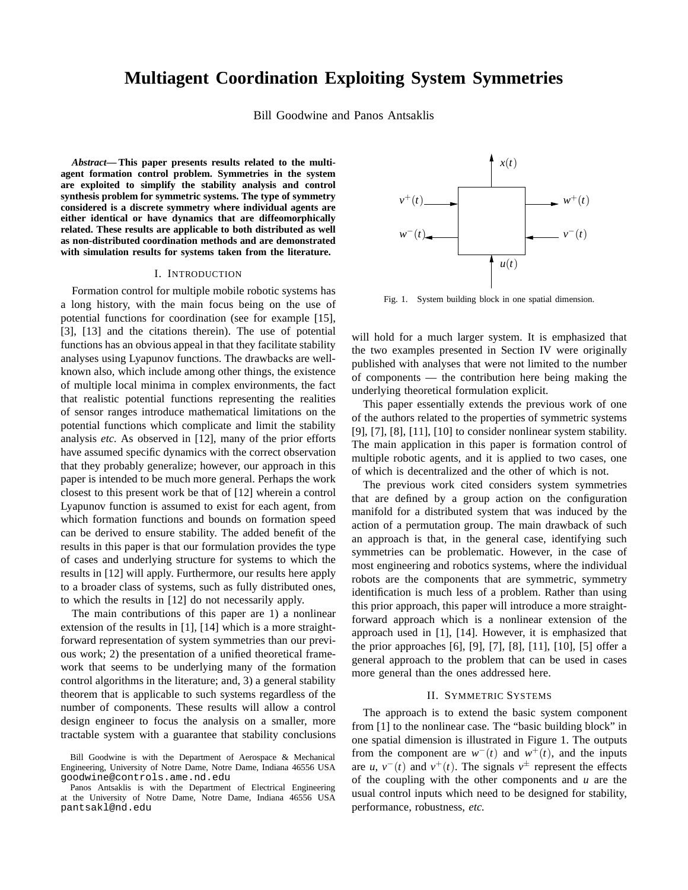# Multiagent Coordination Exploiting System Symmetries

Bill Goodwine and Panos Antsaklis

***Abstract*— This paper presents results related to the multi-agent formation control problem. Symmetries in the system are exploited to simplify the stability analysis and control synthesis problem for symmetric systems. The type of symmetry considered is a discrete symmetry where individual agents are either identical or have dynamics that are diffeomorphically related. These results are applicable to both distributed as well as non-distributed coordination methods and are demonstrated with simulation results for systems taken from the literature.**

## I. INTRODUCTION

Formation control for multiple mobile robotic systems has a long history, with the main focus being on the use of potential functions for coordination (see for example [15], [3], [13] and the citations therein). The use of potential functions has an obvious appeal in that they facilitate stability analyses using Lyapunov functions. The drawbacks are well-known also, which include among other things, the existence of multiple local minima in complex environments, the fact that realistic potential functions representing the realities of sensor ranges introduce mathematical limitations on the potential functions which complicate and limit the stability analysis *etc.* As observed in [12], many of the prior efforts have assumed specific dynamics with the correct observation that they probably generalize; however, our approach in this paper is intended to be much more general. Perhaps the work closest to this present work be that of [12] wherein a control Lyapunov function is assumed to exist for each agent, from which formation functions and bounds on formation speed can be derived to ensure stability. The added benefit of the results in this paper is that our formulation provides the type of cases and underlying structure for systems to which the results in [12] will apply. Furthermore, our results here apply to a broader class of systems, such as fully distributed ones, to which the results in [12] do not necessarily apply.

The main contributions of this paper are 1) a nonlinear extension of the results in [1], [14] which is a more straightforward representation of system symmetries than our previous work; 2) the presentation of a unified theoretical framework that seems to be underlying many of the formation control algorithms in the literature; and, 3) a general stability theorem that is applicable to such systems regardless of the number of components. These results will allow a control design engineer to focus the analysis on a smaller, more tractable system with a guarantee that stability conclusions will hold for a much larger system. It is emphasized that the two examples presented in Section IV were originally published with analyses that were not limited to the number of components — the contribution here being making the underlying theoretical formulation explicit.

This paper essentially extends the previous work of one of the authors related to the properties of symmetric systems [9], [7], [8], [11], [10] to consider nonlinear system stability. The main application in this paper is formation control of multiple robotic agents, and it is applied to two cases, one of which is decentralized and the other of which is not.

The previous work cited considers system symmetries that are defined by a group action on the configuration manifold for a distributed system that was induced by the action of a permutation group. The main drawback of such an approach is that, in the general case, identifying such symmetries can be problematic. However, in the case of most engineering and robotics systems, where the individual robots are the components that are symmetric, symmetry identification is much less of a problem. Rather than using this prior approach, this paper will introduce a more straightforward approach which is a nonlinear extension of the approach used in [1], [14]. However, it is emphasized that the prior approaches [6], [9], [7], [8], [11], [10], [5] offer a general approach to the problem that can be used in cases more general than the ones addressed here.

Fig. 1. System building block in one spatial dimension.

## II. SYMMETRIC SYSTEMS

The approach is to extend the basic system component from [1] to the nonlinear case. The "basic building block" in one spatial dimension is illustrated in Figure 1. The outputs from the component are $w^-(t)$ and $w^+(t)$, and the inputs are $u$, $v^-(t)$ and $v^+(t)$. The signals $v^\pm$ represent the effects of the coupling with the other components and $u$ are the usual control inputs which need to be designed for stability, performance, robustness, *etc.*

Bill Goodwine is with the Department of Aerospace & Mechanical Engineering, University of Notre Dame, Notre Dame, Indiana 46556 USA goodwine@controls.ame.nd.edu

Panos Antsaklis is with the Department of Electrical Engineering at the University of Notre Dame, Notre Dame, Indiana 46556 USA pantsakl@nd.edu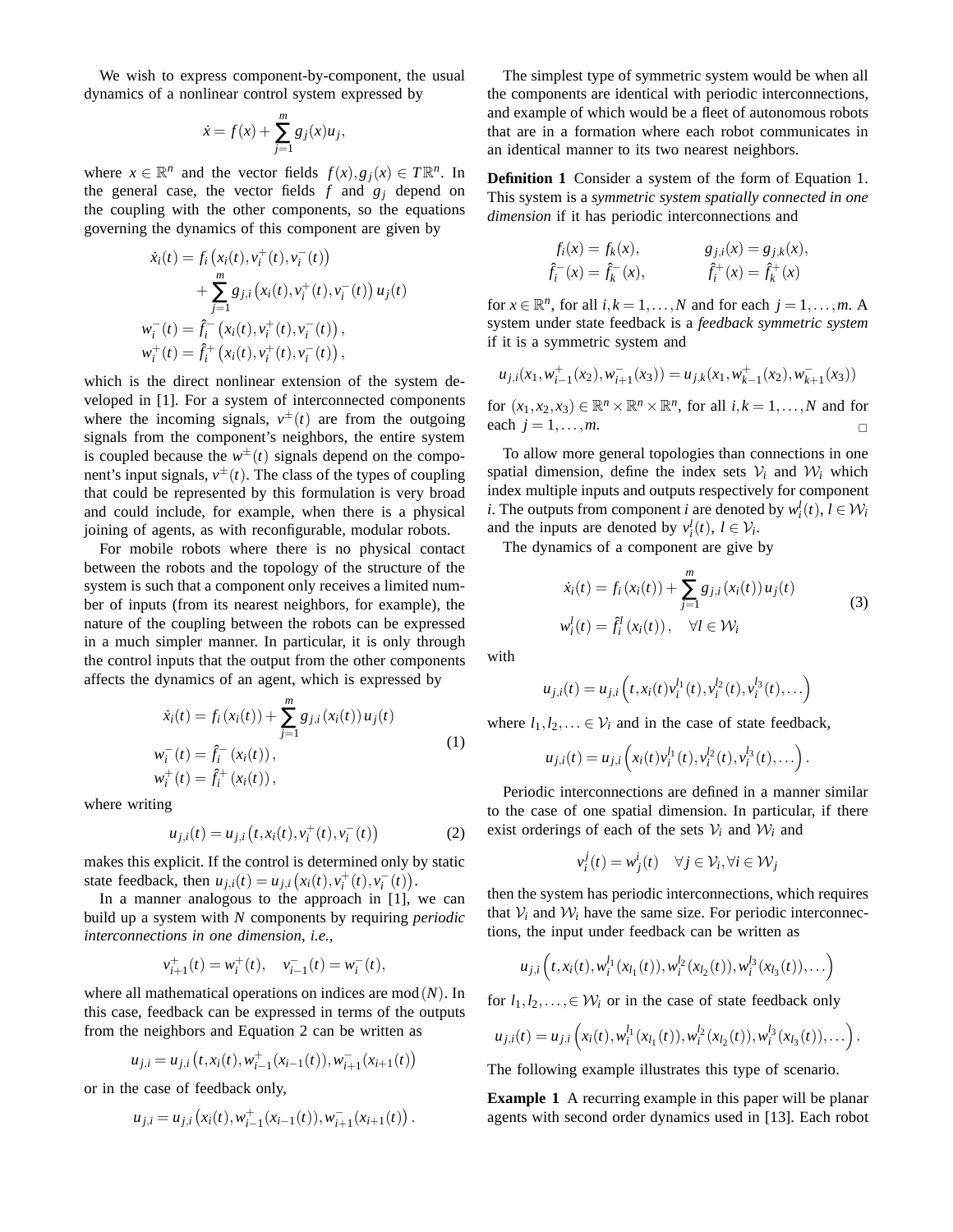We wish to express component-by-component, the usual dynamics of a nonlinear control system expressed by

$$\dot{x} = f(x) + \sum_{j=1}^{m} g_j(x) u_j,$$

where $x \in \mathbb{R}^n$ and the vector fields $f(x), g_j(x) \in T\mathbb{R}^n$. In the general case, the vector fields $f$ and $g_j$ depend on the coupling with the other components, so the equations governing the dynamics of this component are given by

$$\begin{aligned}
\dot{x}_i(t) &= f_i\left(x_i(t), v_i^+(t), v_i^-(t)\right) \\
&\quad + \sum_{j=1}^{m} g_{j,i}\left(x_i(t), v_i^+(t), v_i^-(t)\right) u_j(t) \\
w_i^-(t) &= \hat{f}_i^-\left(x_i(t), v_i^+(t), v_i^-(t)\right), \\
w_i^+(t) &= \hat{f}_i^+\left(x_i(t), v_i^+(t), v_i^-(t)\right),
\end{aligned}$$

which is the direct nonlinear extension of the system developed in [1]. For a system of interconnected components where the incoming signals, $v^{\pm}(t)$ are from the outgoing signals from the component's neighbors, the entire system is coupled because the $w^{\pm}(t)$ signals depend on the component's input signals, $v^{\pm}(t)$. The class of the types of coupling that could be represented by this formulation is very broad and could include, for example, when there is a physical joining of agents, as with reconfigurable, modular robots.

For mobile robots where there is no physical contact between the robots and the topology of the structure of the system is such that a component only receives a limited number of inputs (from its nearest neighbors, for example), the nature of the coupling between the robots can be expressed in a much simpler manner. In particular, it is only through the control inputs that the output from the other components affects the dynamics of an agent, which is expressed by

$$\begin{aligned}
\dot{x}_i(t) &= f_i\left(x_i(t)\right) + \sum_{j=1}^{m} g_{j,i}\left(x_i(t)\right) u_j(t) \\
w_i^-(t) &= \hat{f}_i^-\left(x_i(t)\right), \\
w_i^+(t) &= \hat{f}_i^+\left(x_i(t)\right),
\end{aligned} \tag{1}$$

where writing

$$u_{j,i}(t) = u_{j,i}\left(t, x_i(t), v_i^+(t), v_i^-(t)\right) \tag{2}$$

makes this explicit. If the control is determined only by static state feedback, then $u_{j,i}(t) = u_{j,i}\left(x_i(t), v_i^+(t), v_i^-(t)\right)$.

In a manner analogous to the approach in [1], we can build up a system with $N$ components by requiring *periodic interconnections in one dimension*, *i.e.*,

$$v_{i+1}^+(t) = w_i^+(t), \quad v_{i-1}^-(t) = w_i^-(t),$$

where all mathematical operations on indices are $\bmod(N)$. In this case, feedback can be expressed in terms of the outputs from the neighbors and Equation 2 can be written as

$$u_{j,i} = u_{j,i}\left(t, x_i(t), w_{i-1}^+(x_{i-1}(t)), w_{i+1}^-(x_{i+1}(t)\right)$$

or in the case of feedback only,

$$u_{j,i} = u_{j,i}\left(x_i(t), w_{i-1}^+(x_{i-1}(t)), w_{i+1}^-(x_{i+1}(t)\right).$$

The simplest type of symmetric system would be when all the components are identical with periodic interconnections, and example of which would be a fleet of autonomous robots that are in a formation where each robot communicates in an identical manner to its two nearest neighbors.

**Definition 1** Consider a system of the form of Equation 1. This system is a *symmetric system spatially connected in one dimension* if it has periodic interconnections and

$$\begin{aligned}
f_i(x) &= f_k(x), & g_{j,i}(x) &= g_{j,k}(x), \\
\hat{f}_i^-(x) &= \hat{f}_k^-(x), & \hat{f}_i^+(x) &= \hat{f}_k^+(x)
\end{aligned}$$

for $x \in \mathbb{R}^n$, for all $i,k = 1,\ldots,N$ and for each $j = 1,\ldots,m$. A system under state feedback is a *feedback symmetric system* if it is a symmetric system and

$$u_{j,i}(x_1, w_{i-1}^+(x_2), w_{i+1}^-(x_3)) = u_{j,k}(x_1, w_{k-1}^+(x_2), w_{k+1}^-(x_3))$$

for $(x_1,x_2,x_3) \in \mathbb{R}^n \times \mathbb{R}^n \times \mathbb{R}^n$, for all $i,k = 1,\ldots,N$ and for each $j = 1,\ldots,m$. □

To allow more general topologies than connections in one spatial dimension, define the index sets $\mathcal{V}_i$ and $\mathcal{W}_i$ which index multiple inputs and outputs respectively for component $i$. The outputs from component $i$ are denoted by $w_i^l(t)$, $l \in \mathcal{W}_i$ and the inputs are denoted by $v_i^l(t)$, $l \in \mathcal{V}_i$.

The dynamics of a component are give by

$$\begin{aligned}
\dot{x}_i(t) &= f_i\left(x_i(t)\right) + \sum_{j=1}^{m} g_{j,i}\left(x_i(t)\right) u_j(t) \\
w_i^l(t) &= \hat{f}_i^l\left(x_i(t)\right), \quad \forall l \in \mathcal{W}_i
\end{aligned} \tag{3}$$

with

$$u_{j,i}(t) = u_{j,i}\left(t, x_i(t) v_i^{l_1}(t), v_i^{l_2}(t), v_i^{l_3}(t), \ldots\right)$$

where $l_1, l_2, \ldots \in \mathcal{V}_i$ and in the case of state feedback,

$$u_{j,i}(t) = u_{j,i}\left(x_i(t) v_i^{l_1}(t), v_i^{l_2}(t), v_i^{l_3}(t), \ldots\right).$$

Periodic interconnections are defined in a manner similar to the case of one spatial dimension. In particular, if there exist orderings of each of the sets $\mathcal{V}_i$ and $\mathcal{W}_i$ and

$$v_i^j(t) = w_j^i(t) \quad \forall j \in \mathcal{V}_i, \forall i \in \mathcal{W}_j$$

then the system has periodic interconnections, which requires that $\mathcal{V}_i$ and $\mathcal{W}_i$ have the same size. For periodic interconnections, the input under feedback can be written as

$$u_{j,i}\left(t, x_i(t), w_i^{l_1}(x_{l_1}(t)), w_i^{l_2}(x_{l_2}(t)), w_i^{l_3}(x_{l_3}(t)), \ldots\right)$$

for $l_1, l_2, \ldots, \in \mathcal{W}_i$ or in the case of state feedback only

$$u_{j,i}(t) = u_{j,i}\left(x_i(t), w_i^{l_1}(x_{l_1}(t)), w_i^{l_2}(x_{l_2}(t)), w_i^{l_3}(x_{l_3}(t)), \ldots\right).$$

The following example illustrates this type of scenario.

**Example 1** A recurring example in this paper will be planar agents with second order dynamics used in [13]. Each robot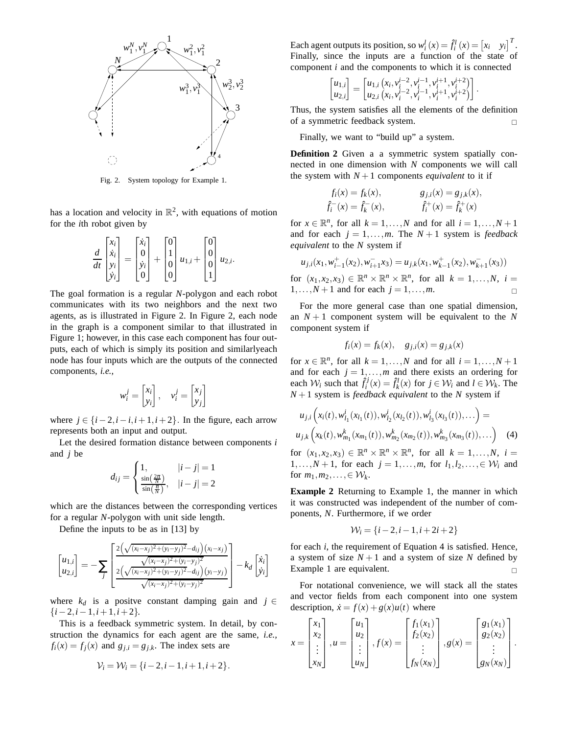Fig. 2. System topology for Example 1.

has a location and velocity in $\mathbb{R}^2$, with equations of motion for the $i$th robot given by

$$\frac{d}{dt}\begin{bmatrix}x_i\\ \dot{x}_i\\ y_i\\ \dot{y}_i\end{bmatrix} = \begin{bmatrix}\dot{x}_i\\ 0\\ \dot{y}_i\\ 0\end{bmatrix} + \begin{bmatrix}0\\1\\0\\0\end{bmatrix}u_{1,i} + \begin{bmatrix}0\\0\\0\\1\end{bmatrix}u_{2,i}.$$

The goal formation is a regular $N$-polygon and each robot communicates with its two neighbors and the next two agents, as is illustrated in Figure 2. In Figure 2, each node in the graph is a component similar to that illustrated in Figure 1; however, in this case each component has four outputs, each of which is simply its position and similarlyeach node has four inputs which are the outputs of the connected components, *i.e.*,

$$w_i^j = \begin{bmatrix}x_i\\ y_i\end{bmatrix}, \quad v_i^j = \begin{bmatrix}x_j\\ y_j\end{bmatrix}$$

where $j \in \{i-2, i-i, i+1, i+2\}$. In the figure, each arrow represents both an input and output.

Let the desired formation distance between components $i$ and $j$ be

$$d_{ij} = \begin{cases} 1, & |i-j| = 1 \\ \frac{\sin\left(\frac{2\pi}{N}\right)}{\sin\left(\frac{\pi}{N}\right)}, & |i-j| = 2 \end{cases}$$

which are the distances between the corresponding vertices for a regular $N$-polygon with unit side length.

Define the inputs to be as in [13] by

$$\begin{bmatrix}u_{1,i}\\ u_{2,i}\end{bmatrix} = -\sum_j \begin{bmatrix} \frac{2\left(\sqrt{(x_i-x_j)^2+(y_i-y_j)^2}-d_{ij}\right)(x_i-x_j)}{\sqrt{(x_i-x_j)^2+(y_i-y_j)^2}} \\ \frac{2\left(\sqrt{(x_i-x_j)^2+(y_i-y_j)^2}-d_{ij}\right)(y_i-y_j)}{\sqrt{(x_i-x_j)^2+(y_i-y_j)^2}} \end{bmatrix} - k_d \begin{bmatrix}\dot{x}_i\\ \dot{y}_i\end{bmatrix}$$

where $k_d$ is a positve constant damping gain and $j \in \{i-2, i-1, i+1, i+2\}$.

This is a feedback symmetric system. In detail, by construction the dynamics for each agent are the same, *i.e.*, $f_i(x) = f_j(x)$ and $g_{j,i} = g_{j,k}$. The index sets are

$$\mathcal{V}_i = \mathcal{W}_i = \{i-2, i-1, i+1, i+2\}.$$

Each agent outputs its position, so $w_i^l(x) = \hat{f}_i^l(x) = \begin{bmatrix}x_i & y_i\end{bmatrix}^T$. Finally, since the inputs are a function of the state of component $i$ and the components to which it is connected

$$\begin{bmatrix}u_{1,i}\\ u_{2,i}\end{bmatrix} = \begin{bmatrix}u_{1,i}\left(x_i, v_i^{i-2}, v_i^{i-1}, v_i^{i+1}, v_i^{i+2}\right)\\ u_{2,i}\left(x_i, v_i^{i-2}, v_i^{i-1}, v_i^{i+1}, v_i^{i+2}\right)\end{bmatrix}.$$

Thus, the system satisfies all the elements of the definition of a symmetric feedback system. □

Finally, we want to "build up" a system.

**Definition 2** Given a a symmetric system spatially connected in one dimension with $N$ components we will call the system with $N+1$ components *equivalent* to it if

$$f_i(x) = f_k(x), \qquad g_{j,i}(x) = g_{j,k}(x),$$
$$\hat{f}_i^-(x) = \hat{f}_k^-(x), \qquad \hat{f}_i^+(x) = \hat{f}_k^+(x)$$

for $x \in \mathbb{R}^n$, for all $k = 1, \ldots, N$ and for all $i = 1, \ldots, N+1$ and for each $j = 1, \ldots, m$. The $N+1$ system is *feedback equivalent* to the $N$ system if

$$u_{j,i}(x_1, w_{i-1}^+(x_2), w_{i+1}^-x_3) = u_{j,k}(x_1, w_{k-1}^+(x_2), w_{k+1}^-(x_3))$$

for $(x_1, x_2, x_3) \in \mathbb{R}^n \times \mathbb{R}^n \times \mathbb{R}^n$, for all $k = 1, \ldots, N$, $i = 1, \ldots, N+1$ and for each $j = 1, \ldots, m$. □

For the more general case than one spatial dimension, an $N+1$ component system will be equivalent to the $N$ component system if

$$f_i(x) = f_k(x), \quad g_{j,i}(x) = g_{j,k}(x)$$

for $x \in \mathbb{R}^n$, for all $k = 1, \ldots, N$ and for all $i = 1, \ldots, N+1$ and for each $j = 1, \ldots, m$ and there exists an ordering for each $\mathcal{W}_i$ such that $\hat{f}_i^j(x) = \hat{f}_k^l(x)$ for $j \in \mathcal{W}_i$ and $l \in \mathcal{W}_k$. The $N+1$ system is *feedback equivalent* to the $N$ system if

$$u_{j,i}\left(x_i(t), w_{l_1}^i(x_{l_1}(t)), w_{l_2}^i(x_{l_2}(t)), w_{l_3}^i(x_{l_3}(t)), \ldots\right) =$$
$$u_{j,k}\left(x_k(t), w_{m_1}^k(x_{m_1}(t)), w_{m_2}^k(x_{m_2}(t)), w_{m_3}^k(x_{m_3}(t)), \ldots\right) \quad (4)$$

for $(x_1, x_2, x_3) \in \mathbb{R}^n \times \mathbb{R}^n \times \mathbb{R}^n$, for all $k = 1, \ldots, N$, $i = 1, \ldots, N+1$, for each $j = 1, \ldots, m$, for $l_1, l_2, \ldots, \in \mathcal{W}_i$ and for $m_1, m_2, \ldots, \in \mathcal{W}_k$.

**Example 2** Returning to Example 1, the manner in which it was constructed was independent of the number of components, $N$. Furthermore, if we order

$$\mathcal{W}_i = \{i-2, i-1, i+2i+2\}$$

for each $i$, the requirement of Equation 4 is satisfied. Hence, a system of size $N+1$ and a system of size $N$ defined by Example 1 are equivalent. □

For notational convenience, we will stack all the states and vector fields from each component into one system description, $\dot{x} = f(x) + g(x)u(t)$ where

$$x = \begin{bmatrix}x_1\\ x_2\\ \vdots\\ x_N\end{bmatrix}, u = \begin{bmatrix}u_1\\ u_2\\ \vdots\\ u_N\end{bmatrix}, f(x) = \begin{bmatrix}f_1(x_1)\\ f_2(x_2)\\ \vdots\\ f_N(x_N)\end{bmatrix}, g(x) = \begin{bmatrix}g_1(x_1)\\ g_2(x_2)\\ \vdots\\ g_N(x_N)\end{bmatrix}.$$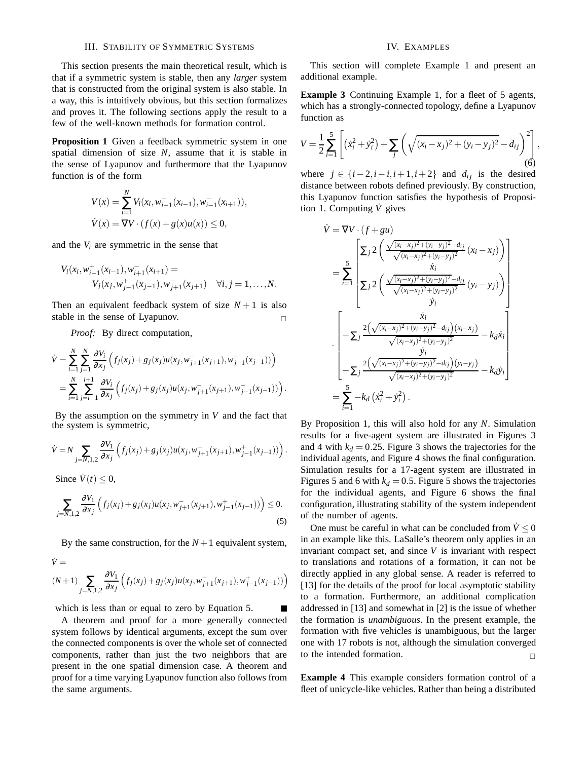## III. Stability of Symmetric Systems

This section presents the main theoretical result, which is that if a symmetric system is stable, then any *larger* system that is constructed from the original system is also stable. In a way, this is intuitively obvious, but this section formalizes and proves it. The following sections apply the result to a few of the well-known methods for formation control.

**Proposition 1** Given a feedback symmetric system in one spatial dimension of size $N$, assume that it is stable in the sense of Lyapunov and furthermore that the Lyapunov function is of the form

$$V(x) = \sum_{i=1}^{N} V_i(x_i, w_{i-1}^{+}(x_{i-1}), w_{i-1}^{-}(x_{i+1})),$$
$$\dot{V}(x) = \nabla V \cdot (f(x) + g(x)u(x)) \leq 0,$$

and the $V_i$ are symmetric in the sense that

$$V_i(x_i, w_{i-1}^{+}(x_{i-1}), w_{i+1}^{-}(x_{i+1}) = V_j(x_j, w_{j-1}^{+}(x_{j-1}), w_{j+1}^{-}(x_{j+1}) \quad \forall i, j = 1, \ldots, N.$$

Then an equivalent feedback system of size $N+1$ is also stable in the sense of Lyapunov. □

*Proof:* By direct computation,

$$\dot{V} = \sum_{i=1}^{N}\sum_{j=1}^{N} \frac{\partial V_i}{\partial x_j}\left(f_j(x_j) + g_j(x_j)u(x_j, w_{j+1}^{-}(x_{j+1}), w_{j-1}^{+}(x_{j-1}))\right)$$
$$= \sum_{i=1}^{N}\sum_{j=i-1}^{i+1} \frac{\partial V_i}{\partial x_j}\left(f_j(x_j) + g_j(x_j)u(x_j, w_{j+1}^{-}(x_{j+1}), w_{j-1}^{+}(x_{j-1}))\right).$$

By the assumption on the symmetry in $V$ and the fact that the system is symmetric,

$$\dot{V} = N \sum_{j=N,1,2} \frac{\partial V_1}{\partial x_j}\left(f_j(x_j) + g_j(x_j)u(x_j, w_{j+1}^{-}(x_{j+1}), w_{j-1}^{+}(x_{j-1}))\right).$$

Since $\dot{V}(t) \leq 0$,

$$\sum_{j=N,1,2} \frac{\partial V_1}{\partial x_j}\left(f_j(x_j) + g_j(x_j)u(x_j, w_{j+1}^{-}(x_{j+1}), w_{j-1}^{+}(x_{j-1}))\right) \leq 0. \tag{5}$$

By the same construction, for the $N+1$ equivalent system,

$$\dot{V} = (N+1) \sum_{j=N,1,2} \frac{\partial V_1}{\partial x_j}\left(f_j(x_j) + g_j(x_j)u(x_j, w_{j+1}^{-}(x_{j+1}), w_{j-1}^{+}(x_{j-1}))\right)$$

which is less than or equal to zero by Equation 5. ■

A theorem and proof for a more generally connected system follows by identical arguments, except the sum over the connected components is over the whole set of connected components, rather than just the two neighbors that are present in the one spatial dimension case. A theorem and proof for a time varying Lyapunov function also follows from the same arguments.

## IV. Examples

This section will complete Example 1 and present an additional example.

**Example 3** Continuing Example 1, for a fleet of 5 agents, which has a strongly-connected topology, define a Lyapunov function as

$$V = \frac{1}{2}\sum_{i=1}^{5}\left[\left(\dot{x}_i^2 + \dot{y}_i^2\right) + \sum_j \left(\sqrt{(x_i - x_j)^2 + (y_i - y_j)^2} - d_{ij}\right)^2\right], \tag{6}$$

where $j \in \{i-2, i-i, i+1, i+2\}$ and $d_{ij}$ is the desired distance between robots defined previously. By construction, this Lyapunov function satisfies the hypothesis of Proposition 1. Computing $\dot{V}$ gives

$$\dot{V} = \nabla V \cdot (f + gu)$$
$$= \sum_{i=1}^{5}\begin{bmatrix} \sum_j 2\left(\frac{\sqrt{(x_i-x_j)^2+(y_i-y_j)^2} - d_{ij}}{\sqrt{(x_i-x_j)^2+(y_i-y_j)^2}}(x_i - x_j)\right) \\ \dot{x}_i \\ \sum_j 2\left(\frac{\sqrt{(x_i-x_j)^2+(y_i-y_j)^2} - d_{ij}}{\sqrt{(x_i-x_j)^2+(y_i-y_j)^2}}(y_i - y_j)\right) \\ \dot{y}_i \end{bmatrix}$$
$$\cdot \begin{bmatrix} \dot{x}_i \\ -\sum_j \frac{2\left(\sqrt{(x_i-x_j)^2+(y_i-y_j)^2} - d_{ij}\right)(x_i - x_j)}{\sqrt{(x_i-x_j)^2+(y_i-y_j)^2}} - k_d \dot{x}_i \\ \dot{y}_i \\ -\sum_j \frac{2\left(\sqrt{(x_i-x_j)^2+(y_i-y_j)^2} - d_{ij}\right)(y_i - y_j)}{\sqrt{(x_i-x_j)^2+(y_i-y_j)^2}} - k_d \dot{y}_i \end{bmatrix}$$
$$= \sum_{i=1}^{5} -k_d\left(\dot{x}_i^2 + \dot{y}_i^2\right).$$

By Proposition 1, this will also hold for any $N$. Simulation results for a five-agent system are illustrated in Figures 3 and 4 with $k_d = 0.25$. Figure 3 shows the trajectories for the individual agents, and Figure 4 shows the final configuration. Simulation results for a 17-agent system are illustrated in Figures 5 and 6 with $k_d = 0.5$. Figure 5 shows the trajectories for the individual agents, and Figure 6 shows the final configuration, illustrating stability of the system independent of the number of agents.

One must be careful in what can be concluded from $\dot{V} \leq 0$ in an example like this. LaSalle's theorem only applies in an invariant compact set, and since $V$ is invariant with respect to translations and rotations of a formation, it can not be directly applied in any global sense. A reader is referred to [13] for the details of the proof for local asymptotic stability to a formation. Furthermore, an additional complication addressed in [13] and somewhat in [2] is the issue of whether the formation is *unambiguous*. In the present example, the formation with five vehicles is unambiguous, but the larger one with 17 robots is not, although the simulation converged to the intended formation. □

**Example 4** This example considers formation control of a fleet of unicycle-like vehicles. Rather than being a distributed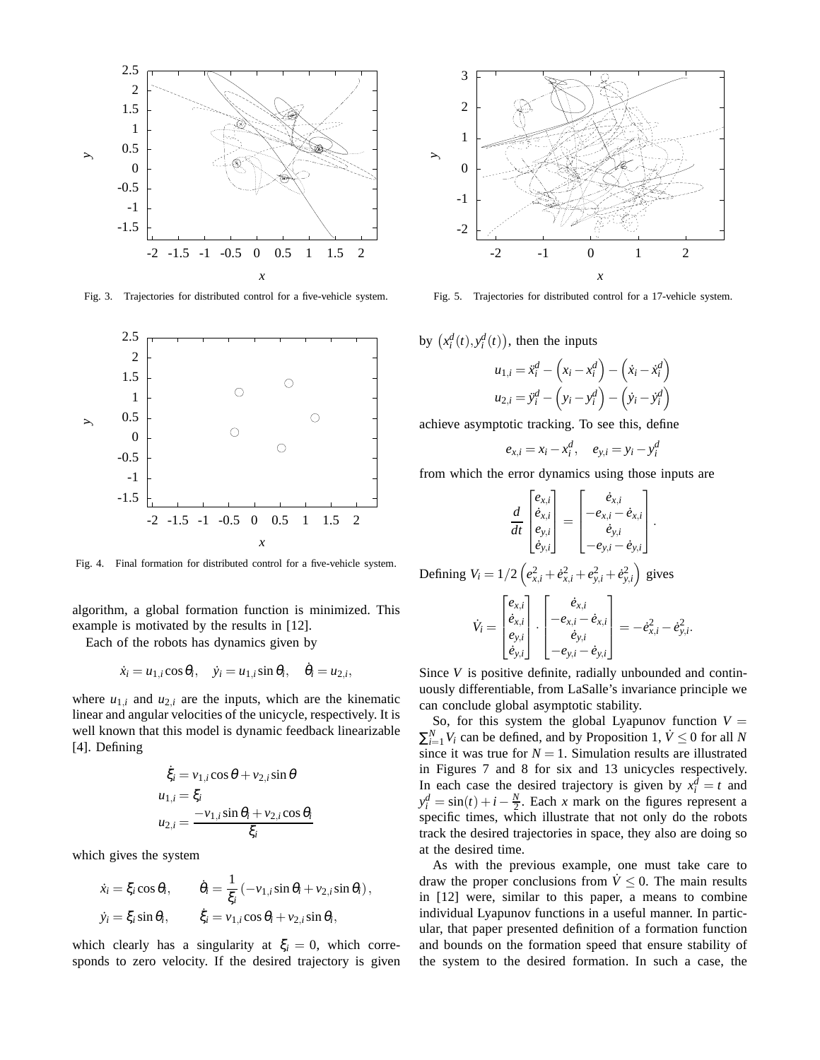Fig. 3. Trajectories for distributed control for a five-vehicle system.

Fig. 4. Final formation for distributed control for a five-vehicle system.

algorithm, a global formation function is minimized. This example is motivated by the results in [12].

Each of the robots has dynamics given by

$$\dot{x}_i = u_{1,i}\cos\theta_i, \quad \dot{y}_i = u_{1,i}\sin\theta_i, \quad \dot{\theta}_i = u_{2,i},$$

where $u_{1,i}$ and $u_{2,i}$ are the inputs, which are the kinematic linear and angular velocities of the unicycle, respectively. It is well known that this model is dynamic feedback linearizable [4]. Defining

$$\begin{aligned}
\dot{\xi}_i &= v_{1,i}\cos\theta + v_{2,i}\sin\theta \\
u_{1,i} &= \xi_i \\
u_{2,i} &= \frac{-v_{1,i}\sin\theta_i + v_{2,i}\cos\theta_i}{\xi_i}
\end{aligned}$$

which gives the system

$$\begin{aligned}
\dot{x}_i &= \xi_i\cos\theta_i, & \dot{\theta}_i &= \frac{1}{\xi_i}\left(-v_{1,i}\sin\theta_i + v_{2,i}\sin\theta_i\right), \\
\dot{y}_i &= \xi_i\sin\theta_i, & \dot{\xi}_i &= v_{1,i}\cos\theta_i + v_{2,i}\sin\theta_i,
\end{aligned}$$

which clearly has a singularity at $\xi_i = 0$, which corresponds to zero velocity. If the desired trajectory is given

Fig. 5. Trajectories for distributed control for a 17-vehicle system.

by $\left(x_i^d(t), y_i^d(t)\right)$, then the inputs

$$\begin{aligned}
u_{1,i} &= \ddot{x}_i^d - \left(x_i - x_i^d\right) - \left(\dot{x}_i - \dot{x}_i^d\right) \\
u_{2,i} &= \ddot{y}_i^d - \left(y_i - y_i^d\right) - \left(\dot{y}_i - \dot{y}_i^d\right)
\end{aligned}$$

achieve asymptotic tracking. To see this, define

$$e_{x,i} = x_i - x_i^d, \quad e_{y,i} = y_i - y_i^d$$

from which the error dynamics using those inputs are

$$\frac{d}{dt}\begin{bmatrix} e_{x,i} \\ \dot{e}_{x,i} \\ e_{y,i} \\ \dot{e}_{y,i} \end{bmatrix} = \begin{bmatrix} \dot{e}_{x,i} \\ -e_{x,i} - \dot{e}_{x,i} \\ \dot{e}_{y,i} \\ -e_{y,i} - \dot{e}_{y,i} \end{bmatrix}.$$

Defining $V_i = 1/2\left(e_{x,i}^2 + \dot{e}_{x,i}^2 + e_{y,i}^2 + \dot{e}_{y,i}^2\right)$ gives

$$\dot{V}_i = \begin{bmatrix} e_{x,i} \\ \dot{e}_{x,i} \\ e_{y,i} \\ \dot{e}_{y,i} \end{bmatrix} \cdot \begin{bmatrix} \dot{e}_{x,i} \\ -e_{x,i} - \dot{e}_{x,i} \\ \dot{e}_{y,i} \\ -e_{y,i} - \dot{e}_{y,i} \end{bmatrix} = -\dot{e}_{x,i}^2 - \dot{e}_{y,i}^2.$$

Since $V$ is positive definite, radially unbounded and continuously differentiable, from LaSalle's invariance principle we can conclude global asymptotic stability.

So, for this system the global Lyapunov function $V = \sum_{i=1}^N V_i$ can be defined, and by Proposition 1, $\dot{V} \le 0$ for all $N$ since it was true for $N = 1$. Simulation results are illustrated in Figures 7 and 8 for six and 13 unicycles respectively. In each case the desired trajectory is given by $x_i^d = t$ and $y_i^d = \sin(t) + i - \frac{N}{2}$. Each $x$ mark on the figures represent a specific times, which illustrate that not only do the robots track the desired trajectories in space, they also are doing so at the desired time.

As with the previous example, one must take care to draw the proper conclusions from $\dot{V} \le 0$. The main results in [12] were, similar to this paper, a means to combine individual Lyapunov functions in a useful manner. In particular, that paper presented definition of a formation function and bounds on the formation speed that ensure stability of the system to the desired formation. In such a case, the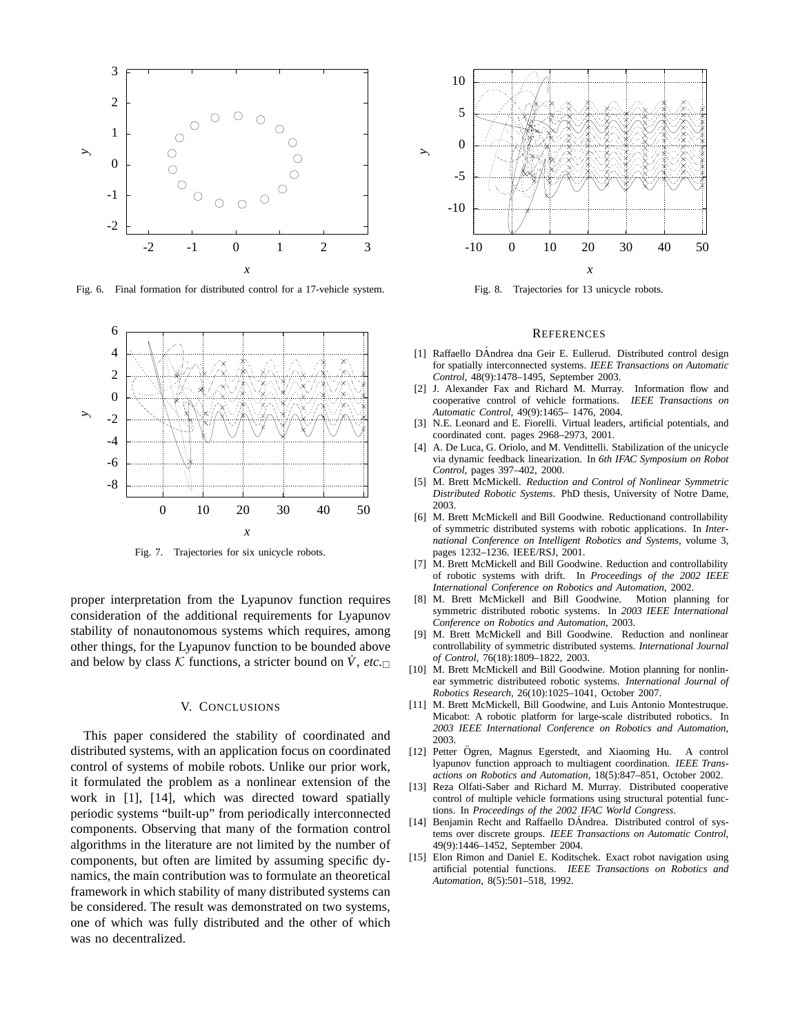3
2
1
0
-1
-2

-2 -1 0 1 2 3

$x$

$y$

Fig. 6. Final formation for distributed control for a 17-vehicle system.

6
4
2
0
-2
-4
-6
-8

0 10 20 30 40 50

$x$

$y$

Fig. 7. Trajectories for six unicycle robots.

proper interpretation from the Lyapunov function requires consideration of the additional requirements for Lyapunov stability of nonautonomous systems which requires, among other things, for the Lyapunov function to be bounded above and below by class $\mathcal{K}$ functions, a stricter bound on $\dot{V}$, *etc.* $\square$

## V. CONCLUSIONS

This paper considered the stability of coordinated and distributed systems, with an application focus on coordinated control of systems of mobile robots. Unlike our prior work, it formulated the problem as a nonlinear extension of the work in [1], [14], which was directed toward spatially periodic systems "built-up" from periodically interconnected components. Observing that many of the formation control algorithms in the literature are not limited by the number of components, but often are limited by assuming specific dynamics, the main contribution was to formulate an theoretical framework in which stability of many distributed systems can be considered. The result was demonstrated on two systems, one of which was fully distributed and the other of which was no decentralized.

10
5
0
-5
-10

-10 0 10 20 30 40 50

$x$

$y$

Fig. 8. Trajectories for 13 unicycle robots.

## REFERENCES

[1] Raffaello DÁndrea dna Geir E. Eullerud. Distributed control design for spatially interconnected systems. *IEEE Transactions on Automatic Control*, 48(9):1478–1495, September 2003.

[2] J. Alexander Fax and Richard M. Murray. Information flow and cooperative control of vehicle formations. *IEEE Transactions on Automatic Control*, 49(9):1465– 1476, 2004.

[3] N.E. Leonard and E. Fiorelli. Virtual leaders, artificial potentials, and coordinated cont. pages 2968–2973, 2001.

[4] A. De Luca, G. Oriolo, and M. Vendittelli. Stabilization of the unicycle via dynamic feedback linearization. In *6th IFAC Symposium on Robot Control*, pages 397–402, 2000.

[5] M. Brett McMickell. *Reduction and Control of Nonlinear Symmetric Distributed Robotic Systems*. PhD thesis, University of Notre Dame, 2003.

[6] M. Brett McMickell and Bill Goodwine. Reductionand controllability of symmetric distributed systems with robotic applications. In *International Conference on Intelligent Robotics and Systems*, volume 3, pages 1232–1236. IEEE/RSJ, 2001.

[7] M. Brett McMickell and Bill Goodwine. Reduction and controllability of robotic systems with drift. In *Proceedings of the 2002 IEEE International Conference on Robotics and Automation*, 2002.

[8] M. Brett McMickell and Bill Goodwine. Motion planning for symmetric distributed robotic systems. In *2003 IEEE International Conference on Robotics and Automation*, 2003.

[9] M. Brett McMickell and Bill Goodwine. Reduction and nonlinear controllability of symmetric distributed systems. *International Journal of Control*, 76(18):1809–1822, 2003.

[10] M. Brett McMickell and Bill Goodwine. Motion planning for nonlinear symmetric distributeed robotic systems. *International Journal of Robotics Research*, 26(10):1025–1041, October 2007.

[11] M. Brett McMickell, Bill Goodwine, and Luis Antonio Montestruque. Micabot: A robotic platform for large-scale distributed robotics. In *2003 IEEE International Conference on Robotics and Automation*, 2003.

[12] Petter Ögren, Magnus Egerstedt, and Xiaoming Hu. A control lyapunov function approach to multiagent coordination. *IEEE Transactions on Robotics and Automation*, 18(5):847–851, October 2002.

[13] Reza Olfati-Saber and Richard M. Murray. Distributed cooperative control of multiple vehicle formations using structural potential functions. In *Proceedings of the 2002 IFAC World Congress*.

[14] Benjamin Recht and Raffaello DÁndrea. Distributed control of systems over discrete groups. *IEEE Transactions on Automatic Control*, 49(9):1446–1452, September 2004.

[15] Elon Rimon and Daniel E. Koditschek. Exact robot navigation using artificial potential functions. *IEEE Transactions on Robotics and Automation*, 8(5):501–518, 1992.